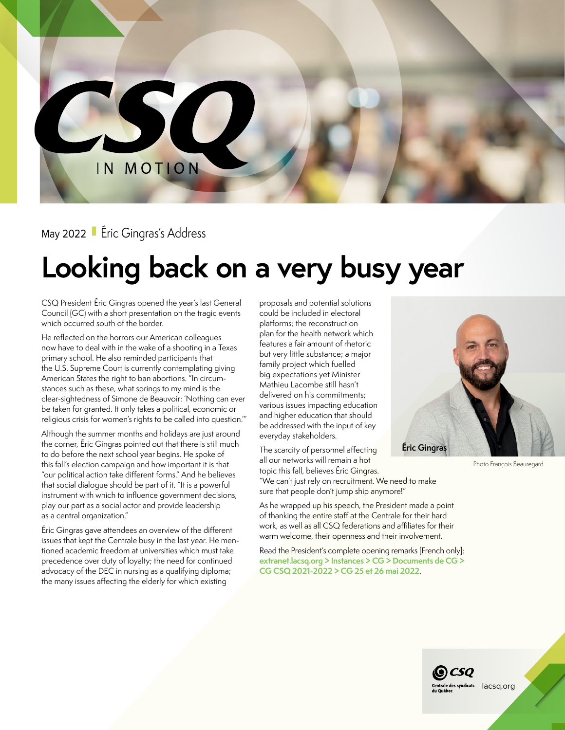# CSQ IN MOTION

May 2022 | Éric Gingras's Address

# Looking back on a very busy year

CSQ President Éric Gingras opened the year's last General Council (GC) with a short presentation on the tragic events which occurred south of the border.

He reflected on the horrors our American colleagues now have to deal with in the wake of a shooting in a Texas primary school. He also reminded participants that the U.S. Supreme Court is currently contemplating giving American States the right to ban abortions. "In circumstances such as these, what springs to my mind is the clear-sightedness of Simone de Beauvoir: 'Nothing can ever be taken for granted. It only takes a political, economic or religious crisis for women's rights to be called into question.'"

Although the summer months and holidays are just around the corner, Éric Gingras pointed out that there is still much to do before the next school year begins. He spoke of this fall's election campaign and how important it is that "our political action take different forms." And he believes that social dialogue should be part of it. "It is a powerful instrument with which to influence government decisions, play our part as a social actor and provide leadership as a central organization."

Éric Gingras gave attendees an overview of the different issues that kept the Centrale busy in the last year. He mentioned academic freedom at universities which must take precedence over duty of loyalty; the need for continued advocacy of the DEC in nursing as a qualifying diploma; the many issues affecting the elderly for which existing proposals and potential solutions could be included in electoral platforms; the reconstruction plan for the health network which features a fair amount of rhetoric but very little substance; a major family project which fuelled big expectations yet Minister Mathieu Lacombe still hasn't delivered on his commitments; various issues impacting education and higher education that should be addressed with the input of key everyday stakeholders.

The scarcity of personnel affecting all our networks will remain a hot topic this fall, believes Éric Gingras. "We can't just rely on recruitment. We need to make sure that people don't jump ship anymore!"

As he wrapped up his speech, the President made a point of thanking the entire staff at the Centrale for their hard work, as well as all CSQ federations and affiliates for their warm welcome, their openness and their involvement.

Read the President's complete opening remarks [French only]: **extranet.lacsq.org > Instances > CG > Documents de CG > CG CSQ 2021-2022 > CG 25 et 26 mai 2022**.

**Éric Gingras**

Photo François Beauregard

CSQ Centrale des syndicats du Québec lacsq.org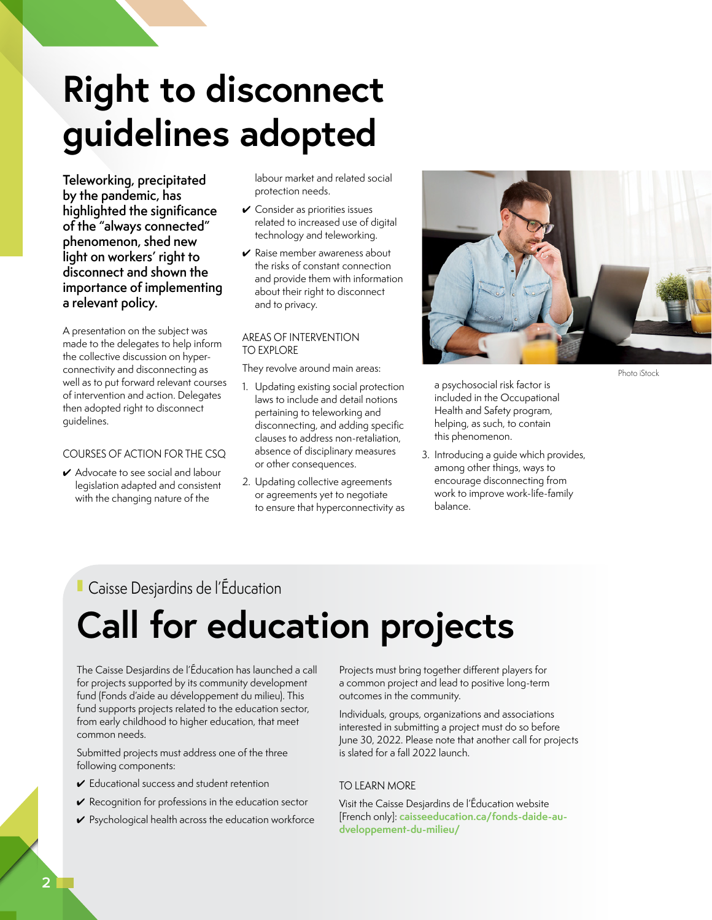# Right to disconnect guidelines adopted

**Teleworking, precipitated by the pandemic, has highlighted the significance of the "always connected" phenomenon, shed new light on workers' right to disconnect and shown the importance of implementing a relevant policy.**

A presentation on the subject was made to the delegates to help inform the collective discussion on hyper-connectivity and disconnecting as well as to put forward relevant courses of intervention and action. Delegates then adopted right to disconnect guidelines.

### COURSES OF ACTION FOR THE CSQ

- ✔ Advocate to see social and labour legislation adapted and consistent with the changing nature of the labour market and related social protection needs.
- ✔ Consider as priorities issues related to increased use of digital technology and teleworking.
- ✔ Raise member awareness about the risks of constant connection and provide them with information about their right to disconnect and to privacy.

### AREAS OF INTERVENTION TO EXPLORE

They revolve around main areas:

1. Updating existing social protection laws to include and detail notions pertaining to teleworking and disconnecting, and adding specific clauses to address non-retaliation, absence of disciplinary measures or other consequences.
2. Updating collective agreements or agreements yet to negotiate to ensure that hyperconnectivity as a psychosocial risk factor is included in the Occupational Health and Safety program, helping, as such, to contain this phenomenon.
3. Introducing a guide which provides, among other things, ways to encourage disconnecting from work to improve work-life-family balance.

Photo iStock

Caisse Desjardins de l'Éducation

# Call for education projects

The Caisse Desjardins de l'Éducation has launched a call for projects supported by its community development fund (Fonds d'aide au développement du milieu). This fund supports projects related to the education sector, from early childhood to higher education, that meet common needs.

Submitted projects must address one of the three following components:

- ✔ Educational success and student retention
- ✔ Recognition for professions in the education sector
- ✔ Psychological health across the education workforce

Projects must bring together different players for a common project and lead to positive long-term outcomes in the community.

Individuals, groups, organizations and associations interested in submitting a project must do so before June 30, 2022. Please note that another call for projects is slated for a fall 2022 launch.

### TO LEARN MORE

Visit the Caisse Desjardins de l'Éducation website [French only]: **caisseeducation.ca/fonds-daide-au-developpement-du-milieu/**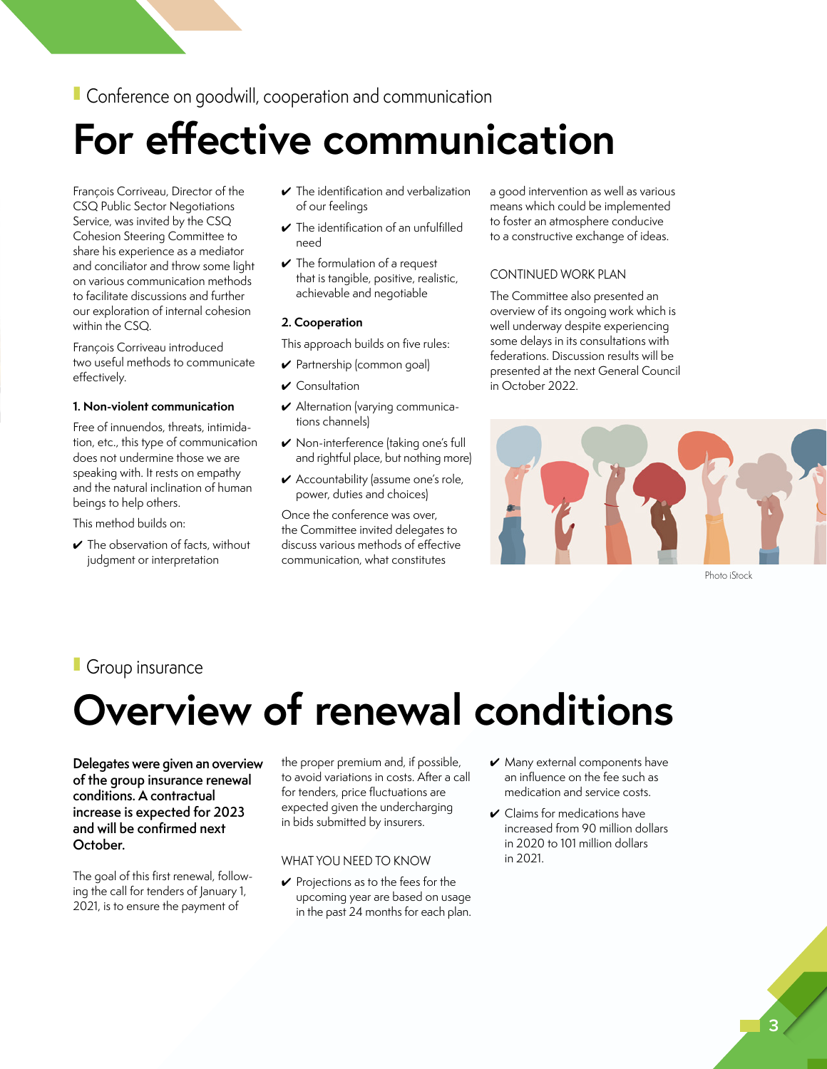Conference on goodwill, cooperation and communication

# For effective communication

François Corriveau, Director of the CSQ Public Sector Negotiations Service, was invited by the CSQ Cohesion Steering Committee to share his experience as a mediator and conciliator and throw some light on various communication methods to facilitate discussions and further our exploration of internal cohesion within the CSQ.

François Corriveau introduced two useful methods to communicate effectively.

**1. Non-violent communication**

Free of innuendos, threats, intimidation, etc., this type of communication does not undermine those we are speaking with. It rests on empathy and the natural inclination of human beings to help others.

This method builds on:

- ✔ The observation of facts, without judgment or interpretation
- ✔ The identification and verbalization of our feelings
- ✔ The identification of an unfulfilled need
- ✔ The formulation of a request that is tangible, positive, realistic, achievable and negotiable

**2. Cooperation**

This approach builds on five rules:

- ✔ Partnership (common goal)
- ✔ Consultation
- ✔ Alternation (varying communications channels)
- ✔ Non-interference (taking one's full and rightful place, but nothing more)
- ✔ Accountability (assume one's role, power, duties and choices)

Once the conference was over, the Committee invited delegates to discuss various methods of effective communication, what constitutes a good intervention as well as various means which could be implemented to foster an atmosphere conducive to a constructive exchange of ideas.

CONTINUED WORK PLAN

The Committee also presented an overview of its ongoing work which is well underway despite experiencing some delays in its consultations with federations. Discussion results will be presented at the next General Council in October 2022.

Photo iStock

Group insurance

# Overview of renewal conditions

**Delegates were given an overview of the group insurance renewal conditions. A contractual increase is expected for 2023 and will be confirmed next October.**

The goal of this first renewal, following the call for tenders of January 1, 2021, is to ensure the payment of the proper premium and, if possible, to avoid variations in costs. After a call for tenders, price fluctuations are expected given the undercharging in bids submitted by insurers.

WHAT YOU NEED TO KNOW

- ✔ Projections as to the fees for the upcoming year are based on usage in the past 24 months for each plan.
- ✔ Many external components have an influence on the fee such as medication and service costs.
- ✔ Claims for medications have increased from 90 million dollars in 2020 to 101 million dollars in 2021.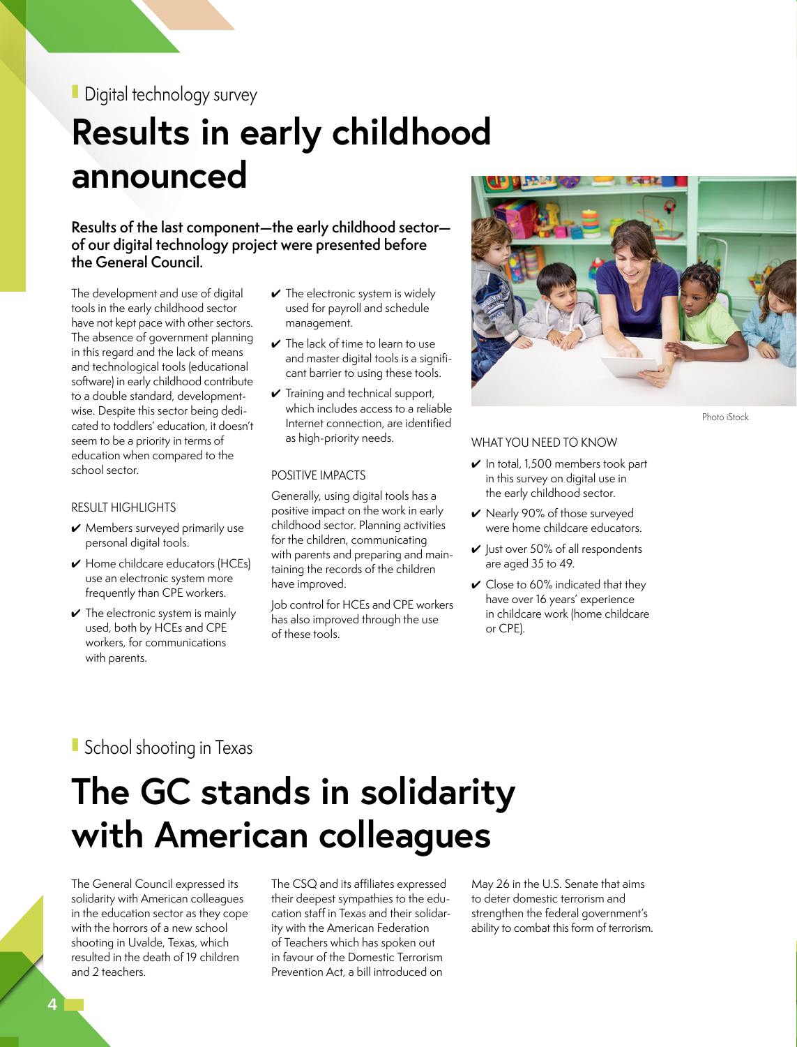Digital technology survey

# Results in early childhood announced

**Results of the last component—the early childhood sector—of our digital technology project were presented before the General Council.**

The development and use of digital tools in the early childhood sector have not kept pace with other sectors. The absence of government planning in this regard and the lack of means and technological tools (educational software) in early childhood contribute to a double standard, development-wise. Despite this sector being dedicated to toddlers' education, it doesn't seem to be a priority in terms of education when compared to the school sector.

### RESULT HIGHLIGHTS

- ✔ Members surveyed primarily use personal digital tools.
- ✔ Home childcare educators (HCEs) use an electronic system more frequently than CPE workers.
- ✔ The electronic system is mainly used, both by HCEs and CPE workers, for communications with parents.
- ✔ The electronic system is widely used for payroll and schedule management.
- ✔ The lack of time to learn to use and master digital tools is a significant barrier to using these tools.
- ✔ Training and technical support, which includes access to a reliable Internet connection, are identified as high-priority needs.

### POSITIVE IMPACTS

Generally, using digital tools has a positive impact on the work in early childhood sector. Planning activities for the children, communicating with parents and preparing and maintaining the records of the children have improved.

Job control for HCEs and CPE workers has also improved through the use of these tools.

Photo iStock

### WHAT YOU NEED TO KNOW

- ✔ In total, 1,500 members took part in this survey on digital use in the early childhood sector.
- ✔ Nearly 90% of those surveyed were home childcare educators.
- ✔ Just over 50% of all respondents are aged 35 to 49.
- ✔ Close to 60% indicated that they have over 16 years' experience in childcare work (home childcare or CPE).

School shooting in Texas

# The GC stands in solidarity with American colleagues

The General Council expressed its solidarity with American colleagues in the education sector as they cope with the horrors of a new school shooting in Uvalde, Texas, which resulted in the death of 19 children and 2 teachers.

The CSQ and its affiliates expressed their deepest sympathies to the education staff in Texas and their solidarity with the American Federation of Teachers which has spoken out in favour of the Domestic Terrorism Prevention Act, a bill introduced on May 26 in the U.S. Senate that aims to deter domestic terrorism and strengthen the federal government's ability to combat this form of terrorism.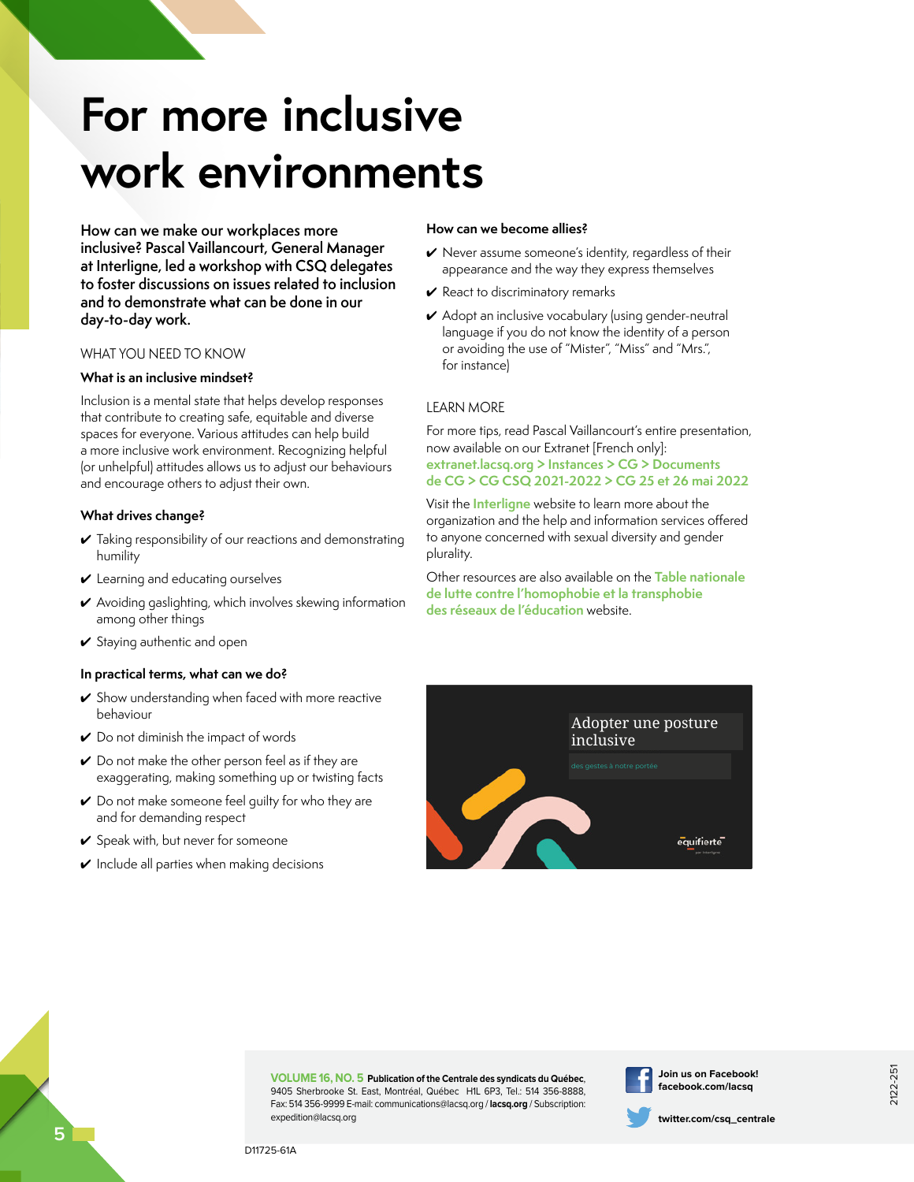# For more inclusive work environments

**How can we make our workplaces more inclusive? Pascal Vaillancourt, General Manager at Interligne, led a workshop with CSQ delegates to foster discussions on issues related to inclusion and to demonstrate what can be done in our day-to-day work.**

## WHAT YOU NEED TO KNOW

### What is an inclusive mindset?

Inclusion is a mental state that helps develop responses that contribute to creating safe, equitable and diverse spaces for everyone. Various attitudes can help build a more inclusive work environment. Recognizing helpful (or unhelpful) attitudes allows us to adjust our behaviours and encourage others to adjust their own.

### What drives change?

- ✔ Taking responsibility of our reactions and demonstrating humility
- ✔ Learning and educating ourselves
- ✔ Avoiding gaslighting, which involves skewing information among other things
- ✔ Staying authentic and open

### In practical terms, what can we do?

- ✔ Show understanding when faced with more reactive behaviour
- ✔ Do not diminish the impact of words
- ✔ Do not make the other person feel as if they are exaggerating, making something up or twisting facts
- ✔ Do not make someone feel guilty for who they are and for demanding respect
- ✔ Speak with, but never for someone
- ✔ Include all parties when making decisions

### How can we become allies?

- ✔ Never assume someone's identity, regardless of their appearance and the way they express themselves
- ✔ React to discriminatory remarks
- ✔ Adopt an inclusive vocabulary (using gender-neutral language if you do not know the identity of a person or avoiding the use of "Mister", "Miss" and "Mrs.", for instance)

## LEARN MORE

For more tips, read Pascal Vaillancourt's entire presentation, now available on our Extranet [French only]: **extranet.lacsq.org > Instances > CG > Documents de CG > CG CSQ 2021-2022 > CG 25 et 26 mai 2022**

Visit the **Interligne** website to learn more about the organization and the help and information services offered to anyone concerned with sexual diversity and gender plurality.

Other resources are also available on the **Table nationale de lutte contre l'homophobie et la transphobie des réseaux de l'éducation** website.

Adopter une posture inclusive

des gestes à notre portée

équifierté

---

**VOLUME 16, NO. 5** **Publication of the Centrale des syndicats du Québec**, 9405 Sherbrooke St. East, Montréal, Québec H1L 6P3, Tel.: 514 356-8888, Fax: 514 356-9999 E-mail: communications@lacsq.org / **lacsq.org** / Subscription: expedition@lacsq.org

**Join us on Facebook! facebook.com/lacsq**

**twitter.com/csq_centrale**

2122-251

D11725-61A